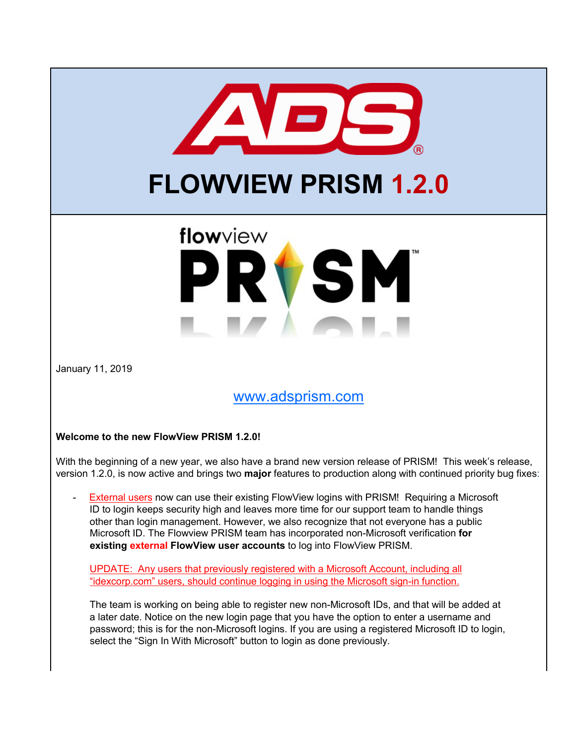# FLOWVIEW PRISM 1.2.0

January 11, 2019

www.adsprism.com

**Welcome to the new FlowView PRISM 1.2.0!**

With the beginning of a new year, we also have a brand new version release of PRISM! This week's release, version 1.2.0, is now active and brings two **major** features to production along with continued priority bug fixes:

- External users now can use their existing FlowView logins with PRISM! Requiring a Microsoft ID to login keeps security high and leaves more time for our support team to handle things other than login management. However, we also recognize that not everyone has a public Microsoft ID. The Flowview PRISM team has incorporated non-Microsoft verification **for existing external FlowView user accounts** to log into FlowView PRISM.

  UPDATE: Any users that previously registered with a Microsoft Account, including all "idexcorp.com" users, should continue logging in using the Microsoft sign-in function.

  The team is working on being able to register new non-Microsoft IDs, and that will be added at a later date. Notice on the new login page that you have the option to enter a username and password; this is for the non-Microsoft logins. If you are using a registered Microsoft ID to login, select the "Sign In With Microsoft" button to login as done previously.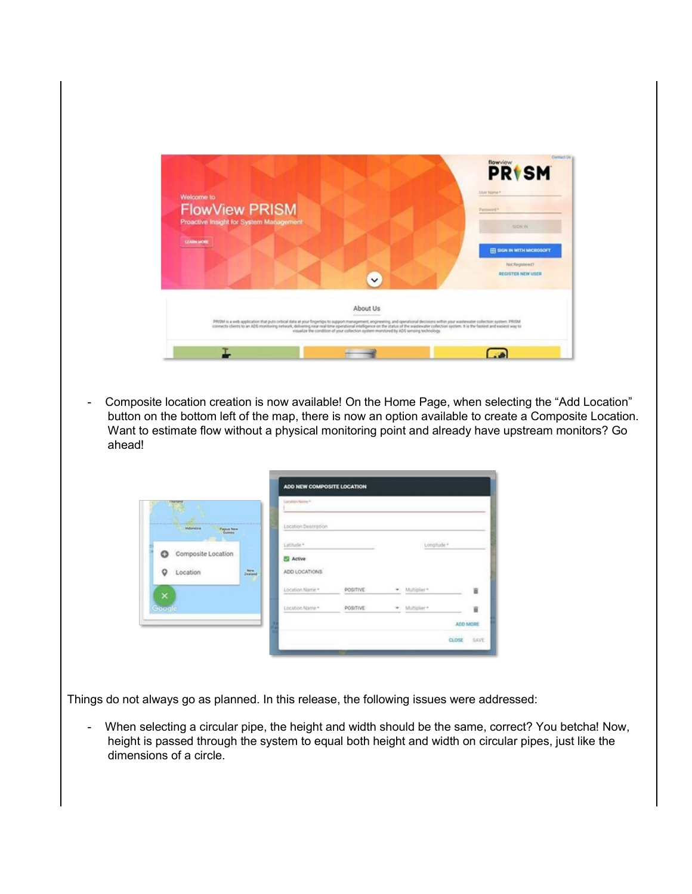- Composite location creation is now available! On the Home Page, when selecting the “Add Location” button on the bottom left of the map, there is now an option available to create a Composite Location. Want to estimate flow without a physical monitoring point and already have upstream monitors? Go ahead!

Things do not always go as planned. In this release, the following issues were addressed:

- When selecting a circular pipe, the height and width should be the same, correct? You betcha! Now, height is passed through the system to equal both height and width on circular pipes, just like the dimensions of a circle.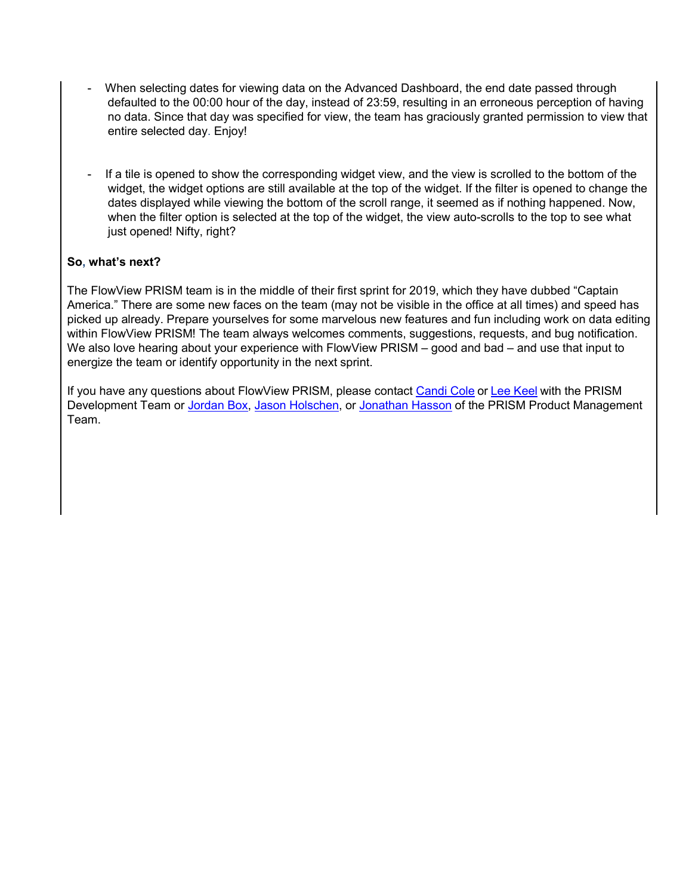- When selecting dates for viewing data on the Advanced Dashboard, the end date passed through defaulted to the 00:00 hour of the day, instead of 23:59, resulting in an erroneous perception of having no data. Since that day was specified for view, the team has graciously granted permission to view that entire selected day. Enjoy!

- If a tile is opened to show the corresponding widget view, and the view is scrolled to the bottom of the widget, the widget options are still available at the top of the widget. If the filter is opened to change the dates displayed while viewing the bottom of the scroll range, it seemed as if nothing happened. Now, when the filter option is selected at the top of the widget, the view auto-scrolls to the top to see what just opened! Nifty, right?

**So, what's next?**

The FlowView PRISM team is in the middle of their first sprint for 2019, which they have dubbed "Captain America." There are some new faces on the team (may not be visible in the office at all times) and speed has picked up already. Prepare yourselves for some marvelous new features and fun including work on data editing within FlowView PRISM! The team always welcomes comments, suggestions, requests, and bug notification. We also love hearing about your experience with FlowView PRISM – good and bad – and use that input to energize the team or identify opportunity in the next sprint.

If you have any questions about FlowView PRISM, please contact Candi Cole or Lee Keel with the PRISM Development Team or Jordan Box, Jason Holschen, or Jonathan Hasson of the PRISM Product Management Team.